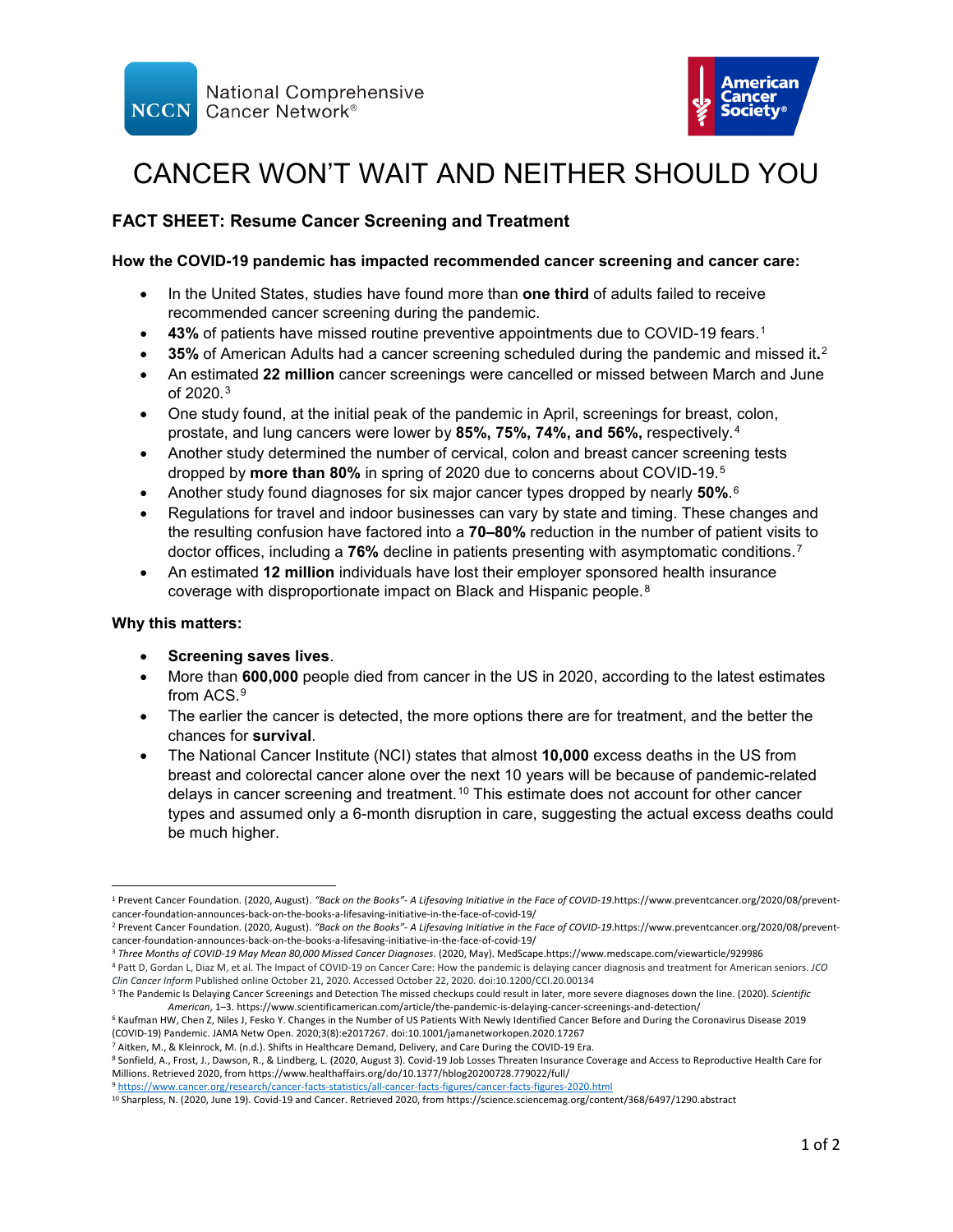National Comprehensive Cancer Network®

American Cancer Society®

# CANCER WON'T WAIT AND NEITHER SHOULD YOU

## FACT SHEET: Resume Cancer Screening and Treatment

### How the COVID-19 pandemic has impacted recommended cancer screening and cancer care:

- In the United States, studies have found more than **one third** of adults failed to receive recommended cancer screening during the pandemic.
- **43%** of patients have missed routine preventive appointments due to COVID-19 fears.[1]
- **35%** of American Adults had a cancer screening scheduled during the pandemic and missed it**.**[2]
- An estimated **22 million** cancer screenings were cancelled or missed between March and June of 2020.[3]
- One study found, at the initial peak of the pandemic in April, screenings for breast, colon, prostate, and lung cancers were lower by **85%, 75%, 74%, and 56%,** respectively.[4]
- Another study determined the number of cervical, colon and breast cancer screening tests dropped by **more than 80%** in spring of 2020 due to concerns about COVID-19.[5]
- Another study found diagnoses for six major cancer types dropped by nearly **50%**.[6]
- Regulations for travel and indoor businesses can vary by state and timing. These changes and the resulting confusion have factored into a **70–80%** reduction in the number of patient visits to doctor offices, including a **76%** decline in patients presenting with asymptomatic conditions.[7]
- An estimated **12 million** individuals have lost their employer sponsored health insurance coverage with disproportionate impact on Black and Hispanic people.[8]

### Why this matters:

- **Screening saves lives**.
- More than **600,000** people died from cancer in the US in 2020, according to the latest estimates from ACS.[9]
- The earlier the cancer is detected, the more options there are for treatment, and the better the chances for **survival**.
- The National Cancer Institute (NCI) states that almost **10,000** excess deaths in the US from breast and colorectal cancer alone over the next 10 years will be because of pandemic-related delays in cancer screening and treatment.[10] This estimate does not account for other cancer types and assumed only a 6-month disruption in care, suggesting the actual excess deaths could be much higher.

---

[1] Prevent Cancer Foundation. (2020, August). *"Back on the Books"- A Lifesaving Initiative in the Face of COVID-19*.https://www.preventcancer.org/2020/08/prevent-cancer-foundation-announces-back-on-the-books-a-lifesaving-initiative-in-the-face-of-covid-19/

[2] Prevent Cancer Foundation. (2020, August). *"Back on the Books"- A Lifesaving Initiative in the Face of COVID-19*.https://www.preventcancer.org/2020/08/prevent-cancer-foundation-announces-back-on-the-books-a-lifesaving-initiative-in-the-face-of-covid-19/

[3] *Three Months of COVID-19 May Mean 80,000 Missed Cancer Diagnoses*. (2020, May). MedScape.https://www.medscape.com/viewarticle/929986

[4] Patt D, Gordan L, Diaz M, et al. The Impact of COVID-19 on Cancer Care: How the pandemic is delaying cancer diagnosis and treatment for American seniors. *JCO Clin Cancer Inform* Published online October 21, 2020. Accessed October 22, 2020. doi:10.1200/CCI.20.00134

[5] The Pandemic Is Delaying Cancer Screenings and Detection The missed checkups could result in later, more severe diagnoses down the line. (2020). *Scientific American*, 1–3. https://www.scientificamerican.com/article/the-pandemic-is-delaying-cancer-screenings-and-detection/

[6] Kaufman HW, Chen Z, Niles J, Fesko Y. Changes in the Number of US Patients With Newly Identified Cancer Before and During the Coronavirus Disease 2019 (COVID-19) Pandemic. JAMA Netw Open. 2020;3(8):e2017267. doi:10.1001/jamanetworkopen.2020.17267

[7] Aitken, M., & Kleinrock, M. (n.d.). Shifts in Healthcare Demand, Delivery, and Care During the COVID-19 Era.

[8] Sonfield, A., Frost, J., Dawson, R., & Lindberg, L. (2020, August 3). Covid-19 Job Losses Threaten Insurance Coverage and Access to Reproductive Health Care for Millions. Retrieved 2020, from https://www.healthaffairs.org/do/10.1377/hblog20200728.779022/full/

[9] https://www.cancer.org/research/cancer-facts-statistics/all-cancer-facts-figures/cancer-facts-figures-2020.html

[10] Sharpless, N. (2020, June 19). Covid-19 and Cancer. Retrieved 2020, from https://science.sciencemag.org/content/368/6497/1290.abstract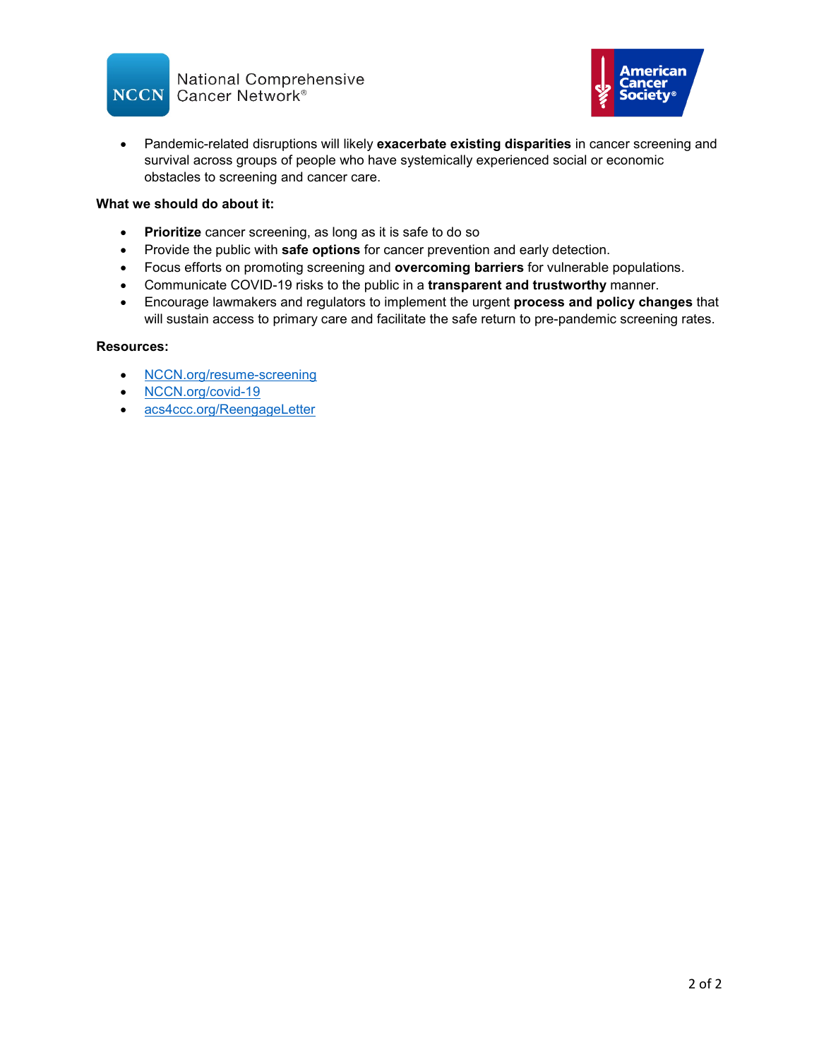- Pandemic-related disruptions will likely **exacerbate existing disparities** in cancer screening and survival across groups of people who have systemically experienced social or economic obstacles to screening and cancer care.

**What we should do about it:**

- **Prioritize** cancer screening, as long as it is safe to do so
- Provide the public with **safe options** for cancer prevention and early detection.
- Focus efforts on promoting screening and **overcoming barriers** for vulnerable populations.
- Communicate COVID-19 risks to the public in a **transparent and trustworthy** manner.
- Encourage lawmakers and regulators to implement the urgent **process and policy changes** that will sustain access to primary care and facilitate the safe return to pre-pandemic screening rates.

**Resources:**

- NCCN.org/resume-screening
- NCCN.org/covid-19
- acs4ccc.org/ReengageLetter